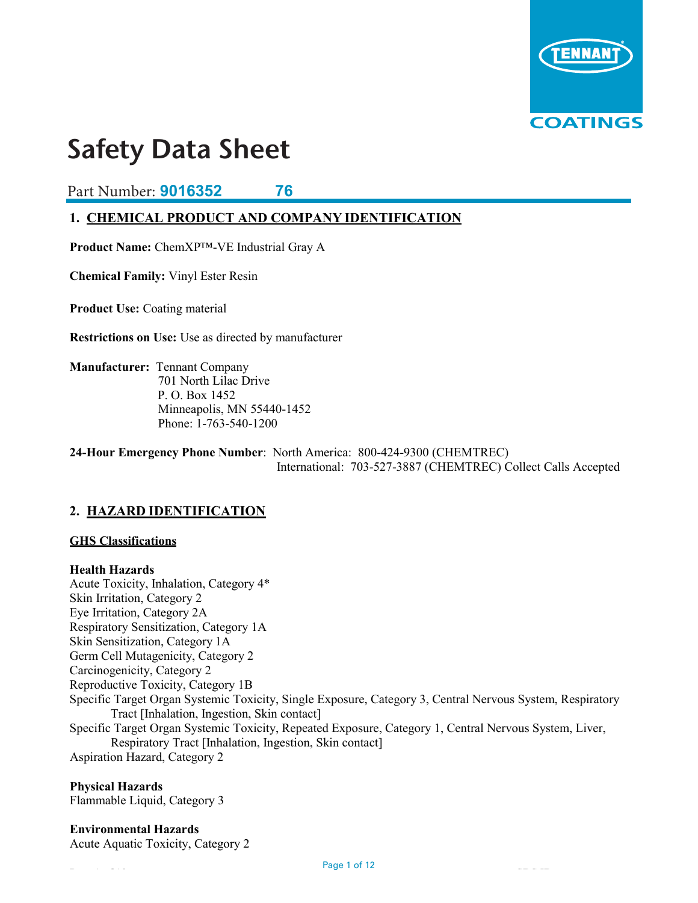TENNANT COATINGS

# Safety Data Sheet

Part Number: **9016352 76**

## 1. CHEMICAL PRODUCT AND COMPANY IDENTIFICATION

**Product Name:** ChemXP™-VE Industrial Gray A

**Chemical Family:** Vinyl Ester Resin

**Product Use:** Coating material

**Restrictions on Use:** Use as directed by manufacturer

**Manufacturer:** Tennant Company
701 North Lilac Drive
P. O. Box 1452
Minneapolis, MN 55440-1452
Phone: 1-763-540-1200

**24-Hour Emergency Phone Number**: North America: 800-424-9300 (CHEMTREC)
International: 703-527-3887 (CHEMTREC) Collect Calls Accepted

## 2. HAZARD IDENTIFICATION

### GHS Classifications

**Health Hazards**

Acute Toxicity, Inhalation, Category 4*
Skin Irritation, Category 2
Eye Irritation, Category 2A
Respiratory Sensitization, Category 1A
Skin Sensitization, Category 1A
Germ Cell Mutagenicity, Category 2
Carcinogenicity, Category 2
Reproductive Toxicity, Category 1B
Specific Target Organ Systemic Toxicity, Single Exposure, Category 3, Central Nervous System, Respiratory Tract [Inhalation, Ingestion, Skin contact]
Specific Target Organ Systemic Toxicity, Repeated Exposure, Category 1, Central Nervous System, Liver, Respiratory Tract [Inhalation, Ingestion, Skin contact]
Aspiration Hazard, Category 2

**Physical Hazards**

Flammable Liquid, Category 3

**Environmental Hazards**

Acute Aquatic Toxicity, Category 2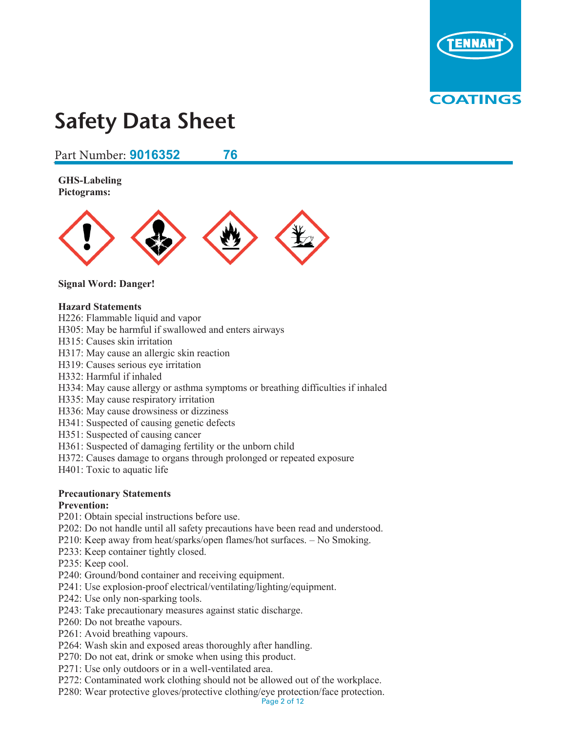# Safety Data Sheet

Part Number: **9016352 76**

**GHS-Labeling**
**Pictograms:**

**Signal Word: Danger!**

**Hazard Statements**
H226: Flammable liquid and vapor
H305: May be harmful if swallowed and enters airways
H315: Causes skin irritation
H317: May cause an allergic skin reaction
H319: Causes serious eye irritation
H332: Harmful if inhaled
H334: May cause allergy or asthma symptoms or breathing difficulties if inhaled
H335: May cause respiratory irritation
H336: May cause drowsiness or dizziness
H341: Suspected of causing genetic defects
H351: Suspected of causing cancer
H361: Suspected of damaging fertility or the unborn child
H372: Causes damage to organs through prolonged or repeated exposure
H401: Toxic to aquatic life

**Precautionary Statements**
**Prevention:**
P201: Obtain special instructions before use.
P202: Do not handle until all safety precautions have been read and understood.
P210: Keep away from heat/sparks/open flames/hot surfaces. – No Smoking.
P233: Keep container tightly closed.
P235: Keep cool.
P240: Ground/bond container and receiving equipment.
P241: Use explosion-proof electrical/ventilating/lighting/equipment.
P242: Use only non-sparking tools.
P243: Take precautionary measures against static discharge.
P260: Do not breathe vapours.
P261: Avoid breathing vapours.
P264: Wash skin and exposed areas thoroughly after handling.
P270: Do not eat, drink or smoke when using this product.
P271: Use only outdoors or in a well-ventilated area.
P272: Contaminated work clothing should not be allowed out of the workplace.
P280: Wear protective gloves/protective clothing/eye protection/face protection.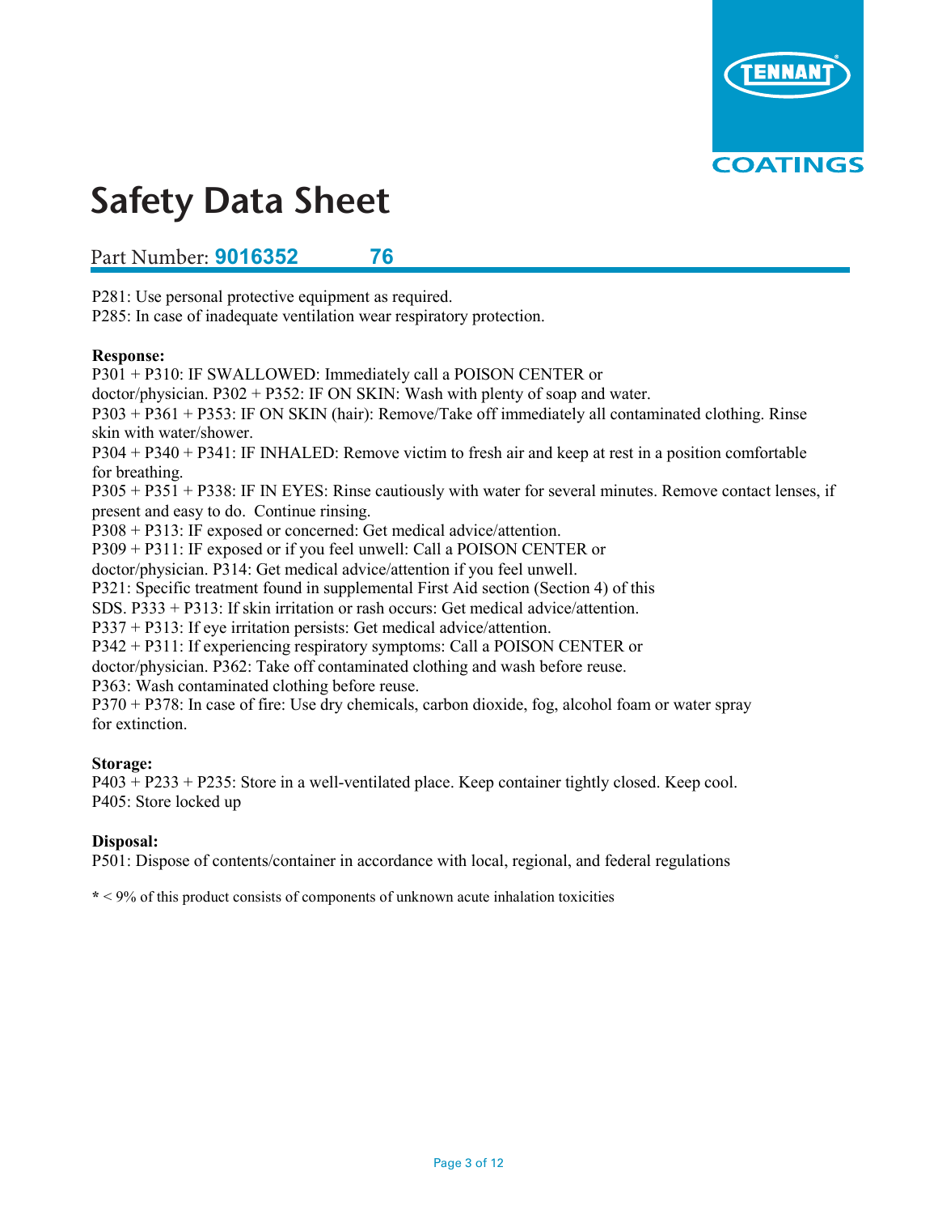P281: Use personal protective equipment as required.
P285: In case of inadequate ventilation wear respiratory protection.

**Response:**

P301 + P310: IF SWALLOWED: Immediately call a POISON CENTER or doctor/physician. P302 + P352: IF ON SKIN: Wash with plenty of soap and water.
P303 + P361 + P353: IF ON SKIN (hair): Remove/Take off immediately all contaminated clothing. Rinse skin with water/shower.
P304 + P340 + P341: IF INHALED: Remove victim to fresh air and keep at rest in a position comfortable for breathing.
P305 + P351 + P338: IF IN EYES: Rinse cautiously with water for several minutes. Remove contact lenses, if present and easy to do. Continue rinsing.
P308 + P313: IF exposed or concerned: Get medical advice/attention.
P309 + P311: IF exposed or if you feel unwell: Call a POISON CENTER or doctor/physician. P314: Get medical advice/attention if you feel unwell.
P321: Specific treatment found in supplemental First Aid section (Section 4) of this SDS. P333 + P313: If skin irritation or rash occurs: Get medical advice/attention.
P337 + P313: If eye irritation persists: Get medical advice/attention.
P342 + P311: If experiencing respiratory symptoms: Call a POISON CENTER or doctor/physician. P362: Take off contaminated clothing and wash before reuse.
P363: Wash contaminated clothing before reuse.
P370 + P378: In case of fire: Use dry chemicals, carbon dioxide, fog, alcohol foam or water spray for extinction.

**Storage:**

P403 + P233 + P235: Store in a well-ventilated place. Keep container tightly closed. Keep cool.
P405: Store locked up

**Disposal:**

P501: Dispose of contents/container in accordance with local, regional, and federal regulations

**\*** < 9% of this product consists of components of unknown acute inhalation toxicities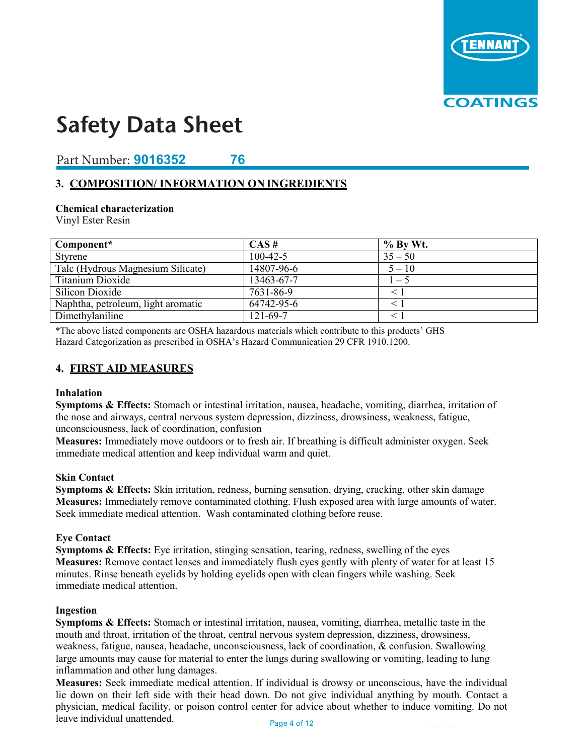# Safety Data Sheet

Part Number: **9016352 76**

## 3. COMPOSITION/ INFORMATION ON INGREDIENTS

**Chemical characterization**
Vinyl Ester Resin

| Component* | CAS # | % By Wt. |
|---|---|---|
| Styrene | 100-42-5 | 35 – 50 |
| Talc (Hydrous Magnesium Silicate) | 14807-96-6 | 5 – 10 |
| Titanium Dioxide | 13463-67-7 | 1 – 5 |
| Silicon Dioxide | 7631-86-9 | < 1 |
| Naphtha, petroleum, light aromatic | 64742-95-6 | < 1 |
| Dimethylaniline | 121-69-7 | < 1 |

*The above listed components are OSHA hazardous materials which contribute to this products' GHS Hazard Categorization as prescribed in OSHA's Hazard Communication 29 CFR 1910.1200.

## 4. FIRST AID MEASURES

**Inhalation**

**Symptoms & Effects:** Stomach or intestinal irritation, nausea, headache, vomiting, diarrhea, irritation of the nose and airways, central nervous system depression, dizziness, drowsiness, weakness, fatigue, unconsciousness, lack of coordination, confusion

**Measures:** Immediately move outdoors or to fresh air. If breathing is difficult administer oxygen. Seek immediate medical attention and keep individual warm and quiet.

**Skin Contact**

**Symptoms & Effects:** Skin irritation, redness, burning sensation, drying, cracking, other skin damage

**Measures:** Immediately remove contaminated clothing. Flush exposed area with large amounts of water. Seek immediate medical attention. Wash contaminated clothing before reuse.

**Eye Contact**

**Symptoms & Effects:** Eye irritation, stinging sensation, tearing, redness, swelling of the eyes

**Measures:** Remove contact lenses and immediately flush eyes gently with plenty of water for at least 15 minutes. Rinse beneath eyelids by holding eyelids open with clean fingers while washing. Seek immediate medical attention.

**Ingestion**

**Symptoms & Effects:** Stomach or intestinal irritation, nausea, vomiting, diarrhea, metallic taste in the mouth and throat, irritation of the throat, central nervous system depression, dizziness, drowsiness, weakness, fatigue, nausea, headache, unconsciousness, lack of coordination, & confusion. Swallowing large amounts may cause for material to enter the lungs during swallowing or vomiting, leading to lung inflammation and other lung damages.

**Measures:** Seek immediate medical attention. If individual is drowsy or unconscious, have the individual lie down on their left side with their head down. Do not give individual anything by mouth. Contact a physician, medical facility, or poison control center for advice about whether to induce vomiting. Do not leave individual unattended.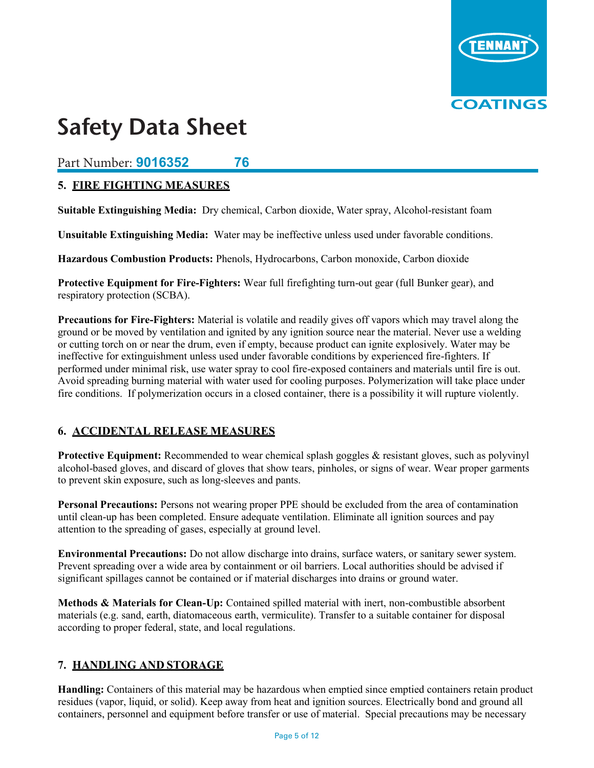# Safety Data Sheet

Part Number: **9016352 76**

## 5. FIRE FIGHTING MEASURES

**Suitable Extinguishing Media:** Dry chemical, Carbon dioxide, Water spray, Alcohol-resistant foam

**Unsuitable Extinguishing Media:** Water may be ineffective unless used under favorable conditions.

**Hazardous Combustion Products:** Phenols, Hydrocarbons, Carbon monoxide, Carbon dioxide

**Protective Equipment for Fire-Fighters:** Wear full firefighting turn-out gear (full Bunker gear), and respiratory protection (SCBA).

**Precautions for Fire-Fighters:** Material is volatile and readily gives off vapors which may travel along the ground or be moved by ventilation and ignited by any ignition source near the material. Never use a welding or cutting torch on or near the drum, even if empty, because product can ignite explosively. Water may be ineffective for extinguishment unless used under favorable conditions by experienced fire-fighters. If performed under minimal risk, use water spray to cool fire-exposed containers and materials until fire is out. Avoid spreading burning material with water used for cooling purposes. Polymerization will take place under fire conditions. If polymerization occurs in a closed container, there is a possibility it will rupture violently.

## 6. ACCIDENTAL RELEASE MEASURES

**Protective Equipment:** Recommended to wear chemical splash goggles & resistant gloves, such as polyvinyl alcohol-based gloves, and discard of gloves that show tears, pinholes, or signs of wear. Wear proper garments to prevent skin exposure, such as long-sleeves and pants.

**Personal Precautions:** Persons not wearing proper PPE should be excluded from the area of contamination until clean-up has been completed. Ensure adequate ventilation. Eliminate all ignition sources and pay attention to the spreading of gases, especially at ground level.

**Environmental Precautions:** Do not allow discharge into drains, surface waters, or sanitary sewer system. Prevent spreading over a wide area by containment or oil barriers. Local authorities should be advised if significant spillages cannot be contained or if material discharges into drains or ground water.

**Methods & Materials for Clean-Up:** Contained spilled material with inert, non-combustible absorbent materials (e.g. sand, earth, diatomaceous earth, vermiculite). Transfer to a suitable container for disposal according to proper federal, state, and local regulations.

## 7. HANDLING AND STORAGE

**Handling:** Containers of this material may be hazardous when emptied since emptied containers retain product residues (vapor, liquid, or solid). Keep away from heat and ignition sources. Electrically bond and ground all containers, personnel and equipment before transfer or use of material. Special precautions may be necessary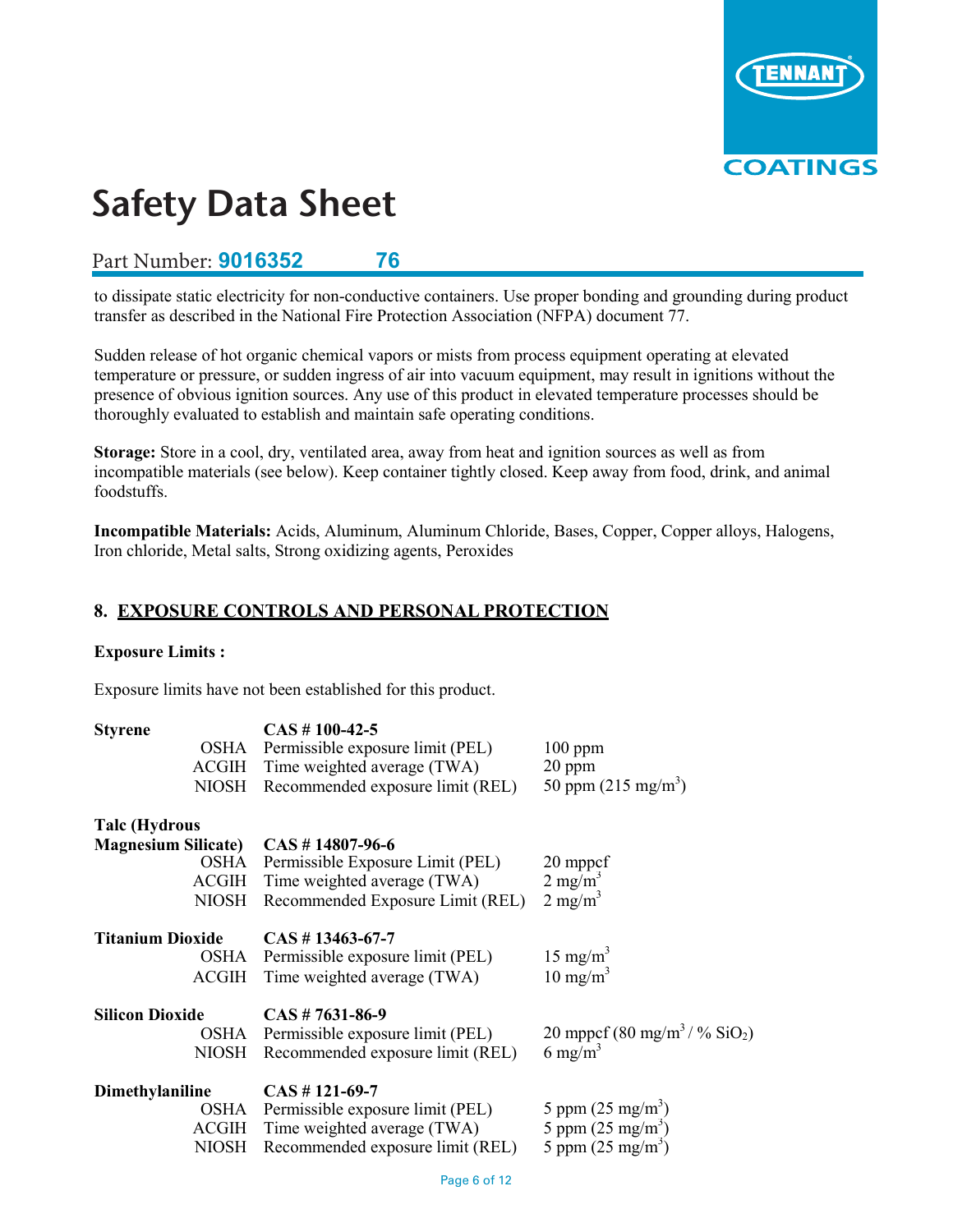to dissipate static electricity for non-conductive containers. Use proper bonding and grounding during product transfer as described in the National Fire Protection Association (NFPA) document 77.

Sudden release of hot organic chemical vapors or mists from process equipment operating at elevated temperature or pressure, or sudden ingress of air into vacuum equipment, may result in ignitions without the presence of obvious ignition sources. Any use of this product in elevated temperature processes should be thoroughly evaluated to establish and maintain safe operating conditions.

**Storage:** Store in a cool, dry, ventilated area, away from heat and ignition sources as well as from incompatible materials (see below). Keep container tightly closed. Keep away from food, drink, and animal foodstuffs.

**Incompatible Materials:** Acids, Aluminum, Aluminum Chloride, Bases, Copper, Copper alloys, Halogens, Iron chloride, Metal salts, Strong oxidizing agents, Peroxides

## 8. EXPOSURE CONTROLS AND PERSONAL PROTECTION

**Exposure Limits :**

Exposure limits have not been established for this product.

| Component | Agency | Limit | Value |
|---|---|---|---|
| **Styrene** | | **CAS # 100-42-5** | |
| | OSHA | Permissible exposure limit (PEL) | 100 ppm |
| | ACGIH | Time weighted average (TWA) | 20 ppm |
| | NIOSH | Recommended exposure limit (REL) | 50 ppm (215 mg/m$^3$) |
| **Talc (Hydrous Magnesium Silicate)** | | **CAS # 14807-96-6** | |
| | OSHA | Permissible Exposure Limit (PEL) | 20 mppcf |
| | ACGIH | Time weighted average (TWA) | 2 mg/m$^3$ |
| | NIOSH | Recommended Exposure Limit (REL) | 2 mg/m$^3$ |
| **Titanium Dioxide** | | **CAS # 13463-67-7** | |
| | OSHA | Permissible exposure limit (PEL) | 15 mg/m$^3$ |
| | ACGIH | Time weighted average (TWA) | 10 mg/m$^3$ |
| **Silicon Dioxide** | | **CAS # 7631-86-9** | |
| | OSHA | Permissible exposure limit (PEL) | 20 mppcf (80 mg/m$^3$ / % $SiO_2$) |
| | NIOSH | Recommended exposure limit (REL) | 6 mg/m$^3$ |
| **Dimethylaniline** | | **CAS # 121-69-7** | |
| | OSHA | Permissible exposure limit (PEL) | 5 ppm (25 mg/m$^3$) |
| | ACGIH | Time weighted average (TWA) | 5 ppm (25 mg/m$^3$) |
| | NIOSH | Recommended exposure limit (REL) | 5 ppm (25 mg/m$^3$) |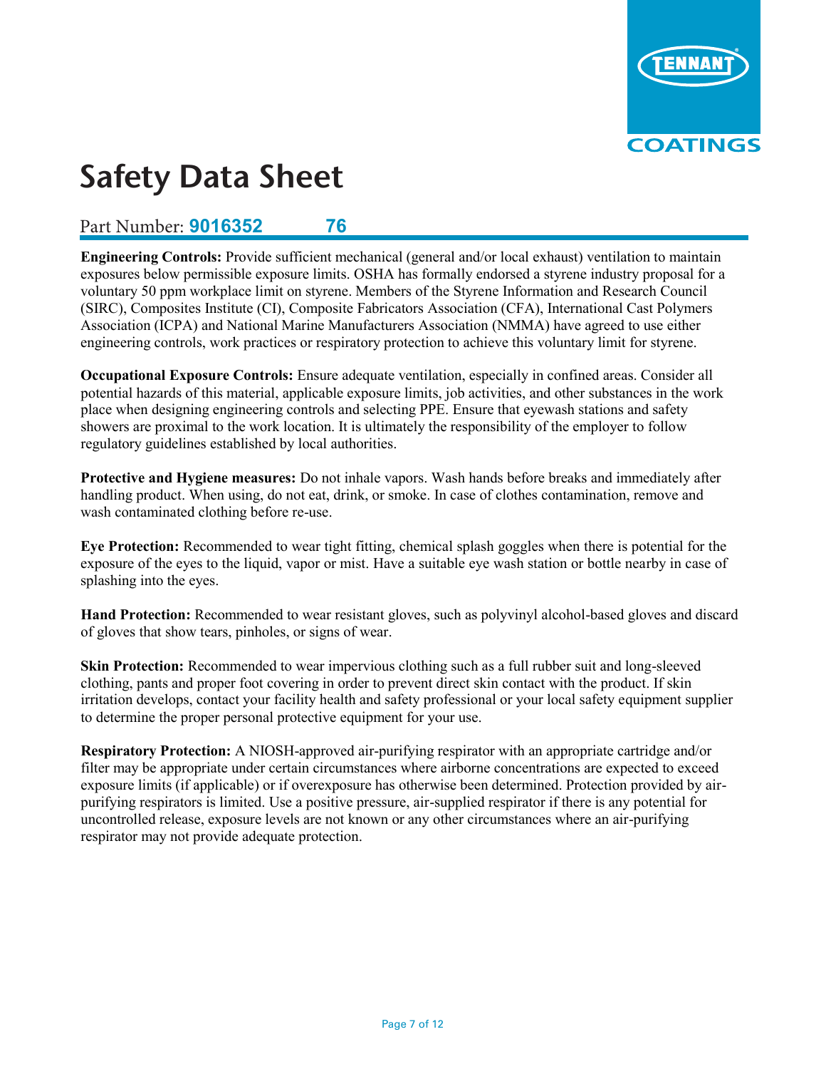# Safety Data Sheet

Part Number: **9016352 76**

**Engineering Controls:** Provide sufficient mechanical (general and/or local exhaust) ventilation to maintain exposures below permissible exposure limits. OSHA has formally endorsed a styrene industry proposal for a voluntary 50 ppm workplace limit on styrene. Members of the Styrene Information and Research Council (SIRC), Composites Institute (CI), Composite Fabricators Association (CFA), International Cast Polymers Association (ICPA) and National Marine Manufacturers Association (NMMA) have agreed to use either engineering controls, work practices or respiratory protection to achieve this voluntary limit for styrene.

**Occupational Exposure Controls:** Ensure adequate ventilation, especially in confined areas. Consider all potential hazards of this material, applicable exposure limits, job activities, and other substances in the work place when designing engineering controls and selecting PPE. Ensure that eyewash stations and safety showers are proximal to the work location. It is ultimately the responsibility of the employer to follow regulatory guidelines established by local authorities.

**Protective and Hygiene measures:** Do not inhale vapors. Wash hands before breaks and immediately after handling product. When using, do not eat, drink, or smoke. In case of clothes contamination, remove and wash contaminated clothing before re-use.

**Eye Protection:** Recommended to wear tight fitting, chemical splash goggles when there is potential for the exposure of the eyes to the liquid, vapor or mist. Have a suitable eye wash station or bottle nearby in case of splashing into the eyes.

**Hand Protection:** Recommended to wear resistant gloves, such as polyvinyl alcohol-based gloves and discard of gloves that show tears, pinholes, or signs of wear.

**Skin Protection:** Recommended to wear impervious clothing such as a full rubber suit and long-sleeved clothing, pants and proper foot covering in order to prevent direct skin contact with the product. If skin irritation develops, contact your facility health and safety professional or your local safety equipment supplier to determine the proper personal protective equipment for your use.

**Respiratory Protection:** A NIOSH-approved air-purifying respirator with an appropriate cartridge and/or filter may be appropriate under certain circumstances where airborne concentrations are expected to exceed exposure limits (if applicable) or if overexposure has otherwise been determined. Protection provided by air-purifying respirators is limited. Use a positive pressure, air-supplied respirator if there is any potential for uncontrolled release, exposure levels are not known or any other circumstances where an air-purifying respirator may not provide adequate protection.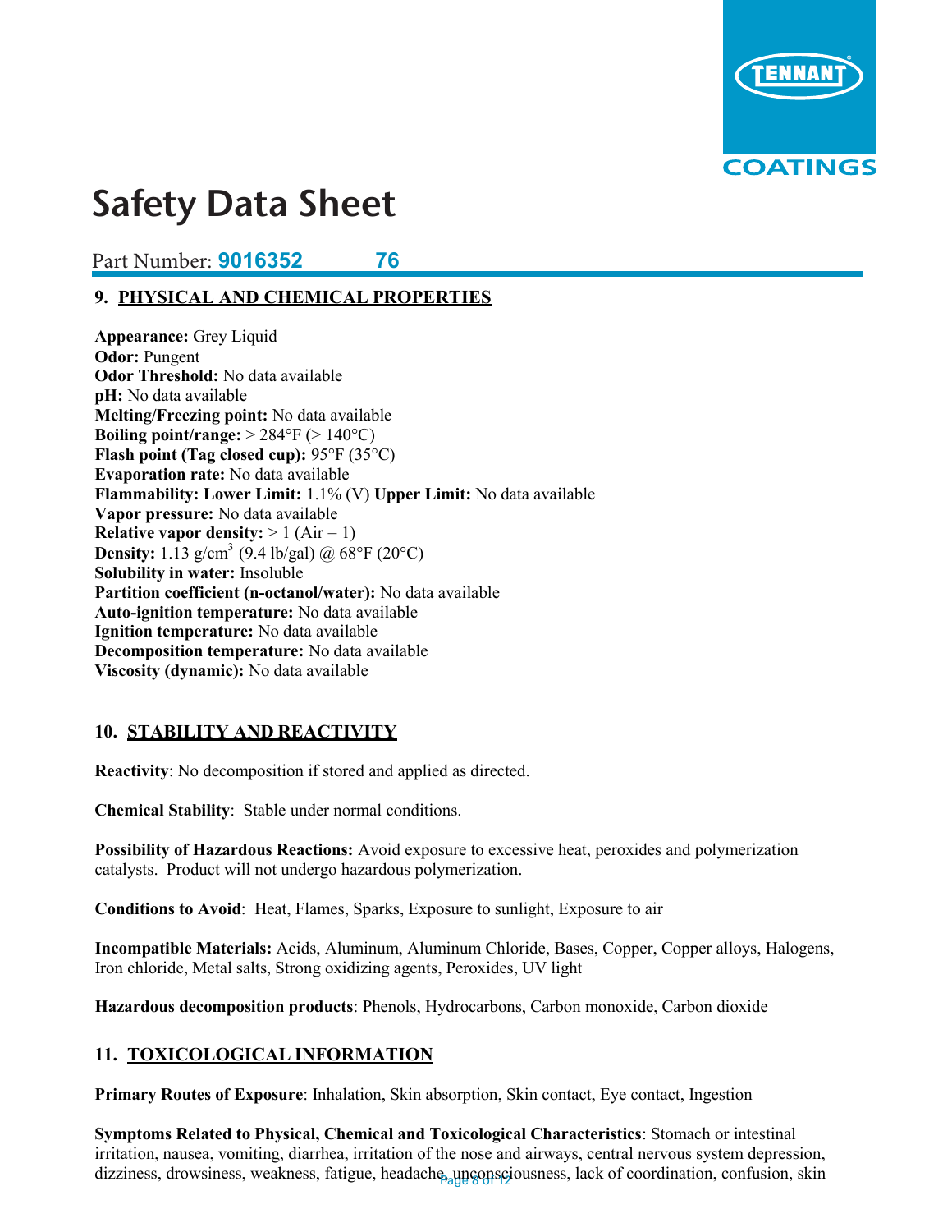# Safety Data Sheet

Part Number: **9016352 76**

## 9. PHYSICAL AND CHEMICAL PROPERTIES

**Appearance:** Grey Liquid
**Odor:** Pungent
**Odor Threshold:** No data available
**pH:** No data available
**Melting/Freezing point:** No data available
**Boiling point/range:** > 284°F (> 140°C)
**Flash point (Tag closed cup):** 95°F (35°C)
**Evaporation rate:** No data available
**Flammability: Lower Limit:** 1.1% (V) **Upper Limit:** No data available
**Vapor pressure:** No data available
**Relative vapor density:** > 1 (Air = 1)
**Density:** 1.13 g/cm$^3$ (9.4 lb/gal) @ 68°F (20°C)
**Solubility in water:** Insoluble
**Partition coefficient (n-octanol/water):** No data available
**Auto-ignition temperature:** No data available
**Ignition temperature:** No data available
**Decomposition temperature:** No data available
**Viscosity (dynamic):** No data available

## 10. STABILITY AND REACTIVITY

**Reactivity**: No decomposition if stored and applied as directed.

**Chemical Stability**: Stable under normal conditions.

**Possibility of Hazardous Reactions:** Avoid exposure to excessive heat, peroxides and polymerization catalysts. Product will not undergo hazardous polymerization.

**Conditions to Avoid**: Heat, Flames, Sparks, Exposure to sunlight, Exposure to air

**Incompatible Materials:** Acids, Aluminum, Aluminum Chloride, Bases, Copper, Copper alloys, Halogens, Iron chloride, Metal salts, Strong oxidizing agents, Peroxides, UV light

**Hazardous decomposition products**: Phenols, Hydrocarbons, Carbon monoxide, Carbon dioxide

## 11. TOXICOLOGICAL INFORMATION

**Primary Routes of Exposure**: Inhalation, Skin absorption, Skin contact, Eye contact, Ingestion

**Symptoms Related to Physical, Chemical and Toxicological Characteristics**: Stomach or intestinal irritation, nausea, vomiting, diarrhea, irritation of the nose and airways, central nervous system depression, dizziness, drowsiness, weakness, fatigue, headache, unconsciousness, lack of coordination, confusion, skin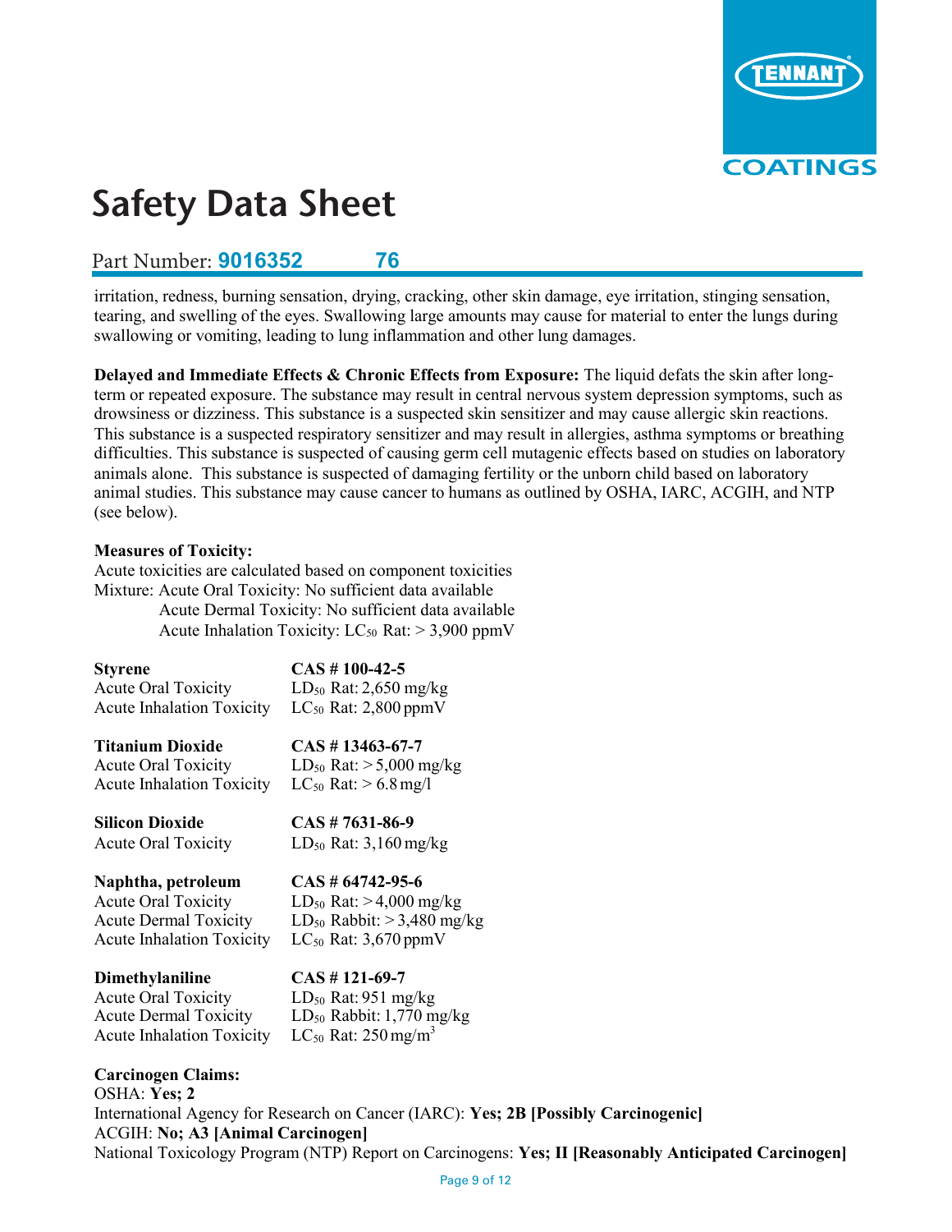irritation, redness, burning sensation, drying, cracking, other skin damage, eye irritation, stinging sensation, tearing, and swelling of the eyes. Swallowing large amounts may cause for material to enter the lungs during swallowing or vomiting, leading to lung inflammation and other lung damages.

**Delayed and Immediate Effects & Chronic Effects from Exposure:** The liquid defats the skin after long-term or repeated exposure. The substance may result in central nervous system depression symptoms, such as drowsiness or dizziness. This substance is a suspected skin sensitizer and may cause allergic skin reactions. This substance is a suspected respiratory sensitizer and may result in allergies, asthma symptoms or breathing difficulties. This substance is suspected of causing germ cell mutagenic effects based on studies on laboratory animals alone. This substance is suspected of damaging fertility or the unborn child based on laboratory animal studies. This substance may cause cancer to humans as outlined by OSHA, IARC, ACGIH, and NTP (see below).

**Measures of Toxicity:**
Acute toxicities are calculated based on component toxicities
Mixture: Acute Oral Toxicity: No sufficient data available
Acute Dermal Toxicity: No sufficient data available
Acute Inhalation Toxicity: $LC_{50}$ Rat: > 3,900 ppmV

| | |
|---|---|
| **Styrene** | **CAS # 100-42-5** |
| Acute Oral Toxicity | $LD_{50}$ Rat: 2,650 mg/kg |
| Acute Inhalation Toxicity | $LC_{50}$ Rat: 2,800 ppmV |
| **Titanium Dioxide** | **CAS # 13463-67-7** |
| Acute Oral Toxicity | $LD_{50}$ Rat: > 5,000 mg/kg |
| Acute Inhalation Toxicity | $LC_{50}$ Rat: > 6.8 mg/l |
| **Silicon Dioxide** | **CAS # 7631-86-9** |
| Acute Oral Toxicity | $LD_{50}$ Rat: 3,160 mg/kg |
| **Naphtha, petroleum** | **CAS # 64742-95-6** |
| Acute Oral Toxicity | $LD_{50}$ Rat: > 4,000 mg/kg |
| Acute Dermal Toxicity | $LD_{50}$ Rabbit: > 3,480 mg/kg |
| Acute Inhalation Toxicity | $LC_{50}$ Rat: 3,670 ppmV |
| **Dimethylaniline** | **CAS # 121-69-7** |
| Acute Oral Toxicity | $LD_{50}$ Rat: 951 mg/kg |
| Acute Dermal Toxicity | $LD_{50}$ Rabbit: 1,770 mg/kg |
| Acute Inhalation Toxicity | $LC_{50}$ Rat: 250 mg/m$^3$ |

**Carcinogen Claims:**
OSHA: **Yes; 2**
International Agency for Research on Cancer (IARC): **Yes; 2B [Possibly Carcinogenic]**
ACGIH: **No; A3 [Animal Carcinogen]**
National Toxicology Program (NTP) Report on Carcinogens: **Yes; II [Reasonably Anticipated Carcinogen]**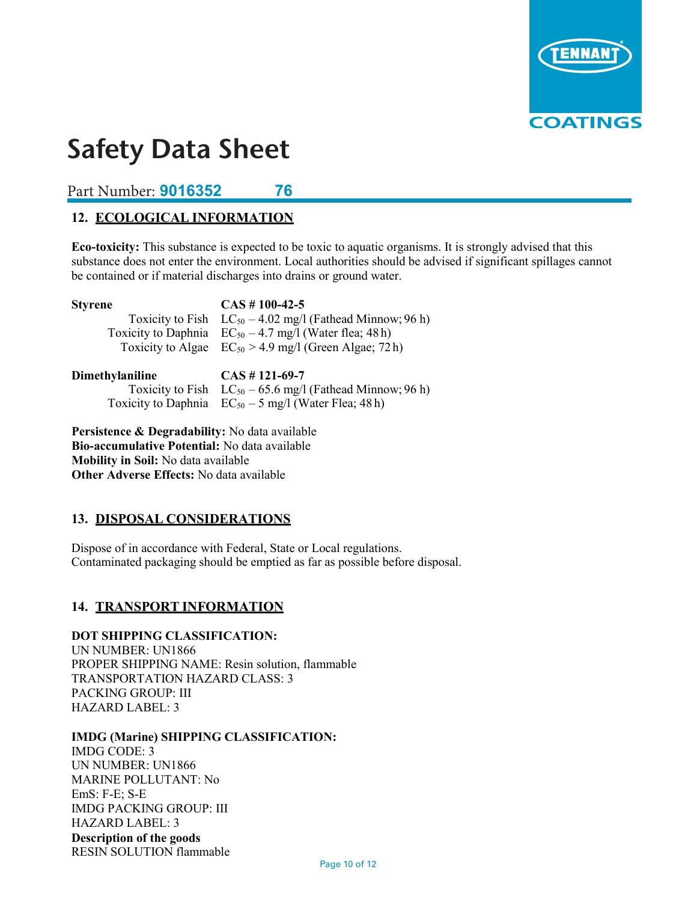# Safety Data Sheet

Part Number: **9016352 76**

## 12. ECOLOGICAL INFORMATION

**Eco-toxicity:** This substance is expected to be toxic to aquatic organisms. It is strongly advised that this substance does not enter the environment. Local authorities should be advised if significant spillages cannot be contained or if material discharges into drains or ground water.

**Styrene** **CAS # 100-42-5**

| | |
|---|---|
| Toxicity to Fish | $LC_{50}$ – 4.02 mg/l (Fathead Minnow; 96 h) |
| Toxicity to Daphnia | $EC_{50}$ – 4.7 mg/l (Water flea; 48 h) |
| Toxicity to Algae | $EC_{50}$ > 4.9 mg/l (Green Algae; 72 h) |

**Dimethylaniline** **CAS # 121-69-7**

| | |
|---|---|
| Toxicity to Fish | $LC_{50}$ – 65.6 mg/l (Fathead Minnow; 96 h) |
| Toxicity to Daphnia | $EC_{50}$ – 5 mg/l (Water Flea; 48 h) |

**Persistence & Degradability:** No data available
**Bio-accumulative Potential:** No data available
**Mobility in Soil:** No data available
**Other Adverse Effects:** No data available

## 13. DISPOSAL CONSIDERATIONS

Dispose of in accordance with Federal, State or Local regulations.
Contaminated packaging should be emptied as far as possible before disposal.

## 14. TRANSPORT INFORMATION

**DOT SHIPPING CLASSIFICATION:**
UN NUMBER: UN1866
PROPER SHIPPING NAME: Resin solution, flammable
TRANSPORTATION HAZARD CLASS: 3
PACKING GROUP: III
HAZARD LABEL: 3

**IMDG (Marine) SHIPPING CLASSIFICATION:**
IMDG CODE: 3
UN NUMBER: UN1866
MARINE POLLUTANT: No
EmS: F-E; S-E
IMDG PACKING GROUP: III
HAZARD LABEL: 3
**Description of the goods**
RESIN SOLUTION flammable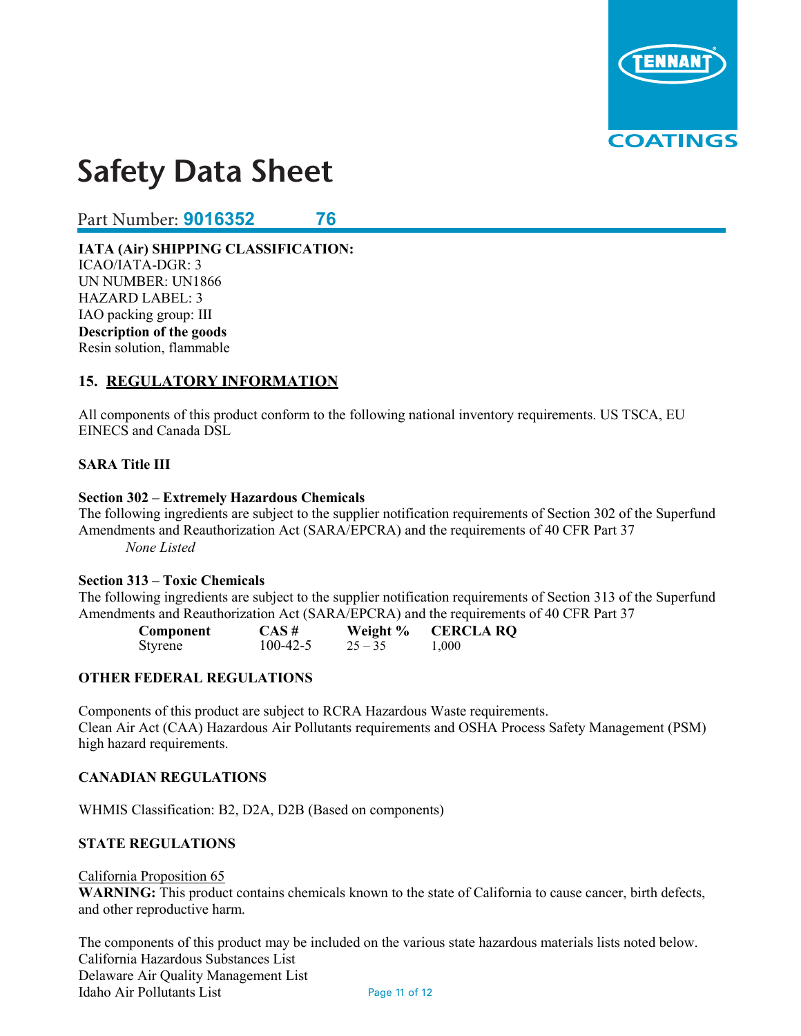# Safety Data Sheet

Part Number: **9016352 76**

**IATA (Air) SHIPPING CLASSIFICATION:**
ICAO/IATA-DGR: 3
UN NUMBER: UN1866
HAZARD LABEL: 3
IAO packing group: III
**Description of the goods**
Resin solution, flammable

## 15. REGULATORY INFORMATION

All components of this product conform to the following national inventory requirements. US TSCA, EU EINECS and Canada DSL

**SARA Title III**

**Section 302 – Extremely Hazardous Chemicals**
The following ingredients are subject to the supplier notification requirements of Section 302 of the Superfund Amendments and Reauthorization Act (SARA/EPCRA) and the requirements of 40 CFR Part 37

*None Listed*

**Section 313 – Toxic Chemicals**
The following ingredients are subject to the supplier notification requirements of Section 313 of the Superfund Amendments and Reauthorization Act (SARA/EPCRA) and the requirements of 40 CFR Part 37

| Component | CAS # | Weight % | CERCLA RQ |
|---|---|---|---|
| Styrene | 100-42-5 | 25 – 35 | 1,000 |

**OTHER FEDERAL REGULATIONS**

Components of this product are subject to RCRA Hazardous Waste requirements.
Clean Air Act (CAA) Hazardous Air Pollutants requirements and OSHA Process Safety Management (PSM) high hazard requirements.

**CANADIAN REGULATIONS**

WHMIS Classification: B2, D2A, D2B (Based on components)

**STATE REGULATIONS**

California Proposition 65
**WARNING:** This product contains chemicals known to the state of California to cause cancer, birth defects, and other reproductive harm.

The components of this product may be included on the various state hazardous materials lists noted below.
California Hazardous Substances List
Delaware Air Quality Management List
Idaho Air Pollutants List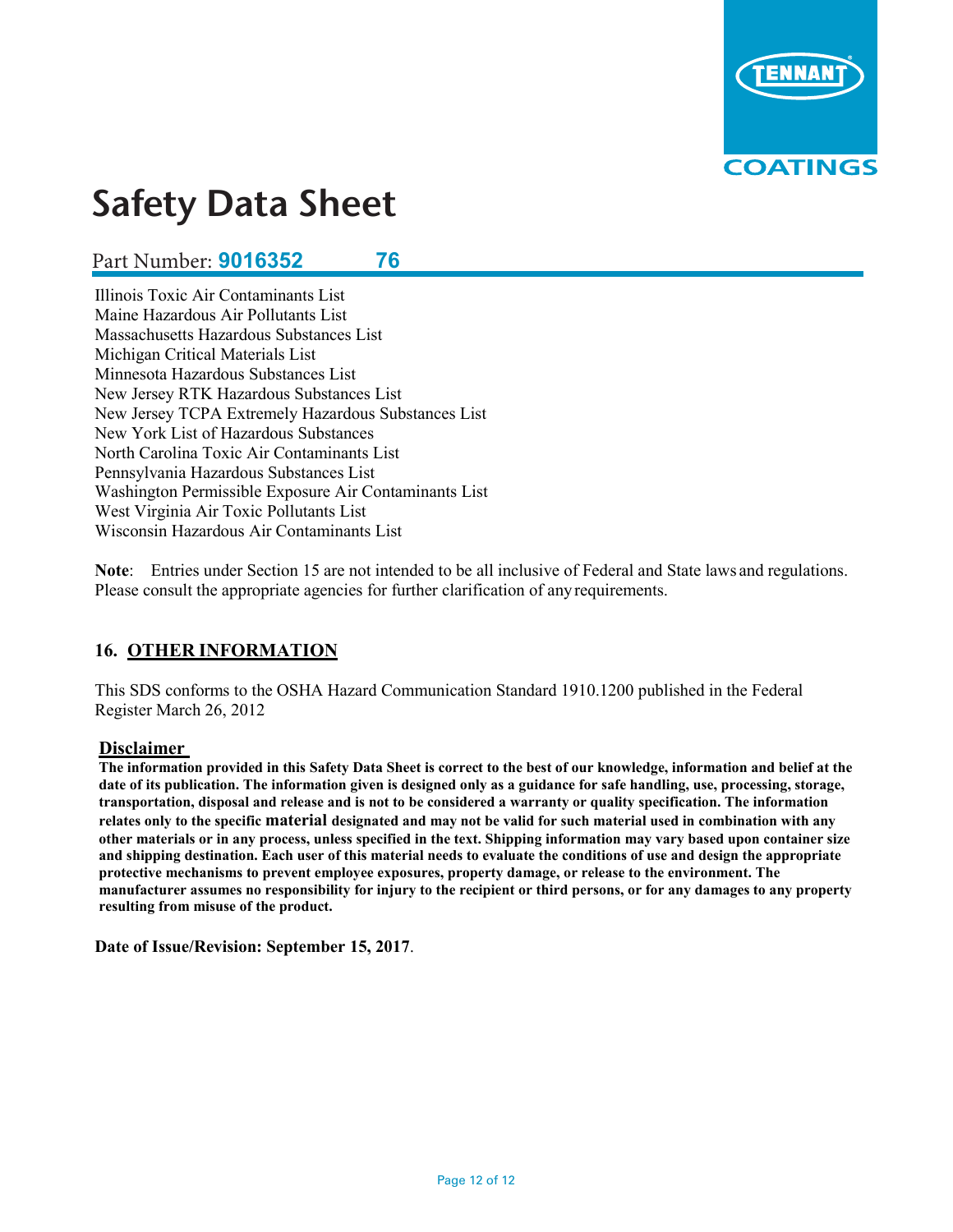Illinois Toxic Air Contaminants List
Maine Hazardous Air Pollutants List
Massachusetts Hazardous Substances List
Michigan Critical Materials List
Minnesota Hazardous Substances List
New Jersey RTK Hazardous Substances List
New Jersey TCPA Extremely Hazardous Substances List
New York List of Hazardous Substances
North Carolina Toxic Air Contaminants List
Pennsylvania Hazardous Substances List
Washington Permissible Exposure Air Contaminants List
West Virginia Air Toxic Pollutants List
Wisconsin Hazardous Air Contaminants List

**Note**: Entries under Section 15 are not intended to be all inclusive of Federal and State laws and regulations. Please consult the appropriate agencies for further clarification of any requirements.

## 16. OTHER INFORMATION

This SDS conforms to the OSHA Hazard Communication Standard 1910.1200 published in the Federal Register March 26, 2012

### Disclaimer

**The information provided in this Safety Data Sheet is correct to the best of our knowledge, information and belief at the date of its publication. The information given is designed only as a guidance for safe handling, use, processing, storage, transportation, disposal and release and is not to be considered a warranty or quality specification. The information relates only to the specific material designated and may not be valid for such material used in combination with any other materials or in any process, unless specified in the text. Shipping information may vary based upon container size and shipping destination. Each user of this material needs to evaluate the conditions of use and design the appropriate protective mechanisms to prevent employee exposures, property damage, or release to the environment. The manufacturer assumes no responsibility for injury to the recipient or third persons, or for any damages to any property resulting from misuse of the product.**

**Date of Issue/Revision: September 15, 2017**.